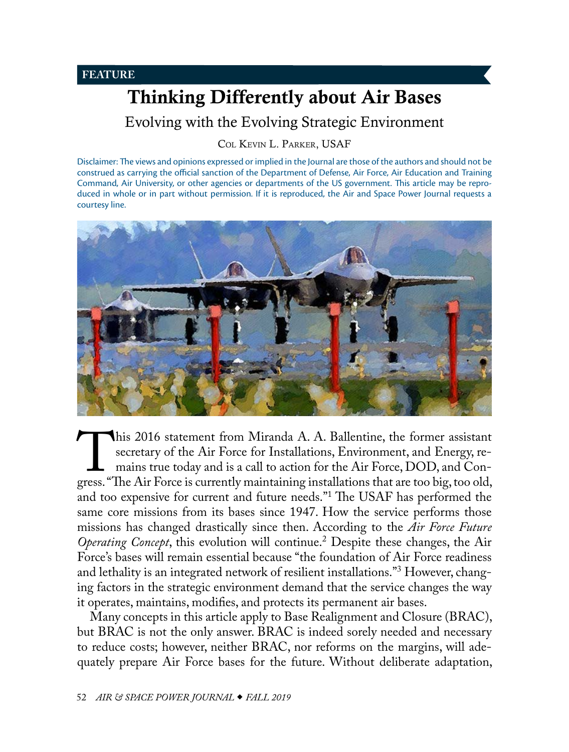FEATURE

# Thinking Differently about Air Bases

## Evolving with the Evolving Strategic Environment

Col Kevin L. Parker, USAF

Disclaimer: The views and opinions expressed or implied in the Journal are those of the authors and should not be construed as carrying the official sanction of the Department of Defense, Air Force, Air Education and Training Command, Air University, or other agencies or departments of the US government. This article may be reproduced in whole or in part without permission. If it is reproduced, the Air and Space Power Journal requests a courtesy line.

This 2016 statement from Miranda A. A. Ballentine, the former assistant secretary of the Air Force for Installations, Environment, and Energy, remains true today and is a call to action for the Air Force, DOD, and Congress. "The Air Force is currently maintaining installations that are too big, too old, and too expensive for current and future needs."[1] The USAF has performed the same core missions from its bases since 1947. How the service performs those missions has changed drastically since then. According to the *Air Force Future Operating Concept*, this evolution will continue.[2] Despite these changes, the Air Force's bases will remain essential because "the foundation of Air Force readiness and lethality is an integrated network of resilient installations."[3] However, changing factors in the strategic environment demand that the service changes the way it operates, maintains, modifies, and protects its permanent air bases.

Many concepts in this article apply to Base Realignment and Closure (BRAC), but BRAC is not the only answer. BRAC is indeed sorely needed and necessary to reduce costs; however, neither BRAC, nor reforms on the margins, will adequately prepare Air Force bases for the future. Without deliberate adaptation,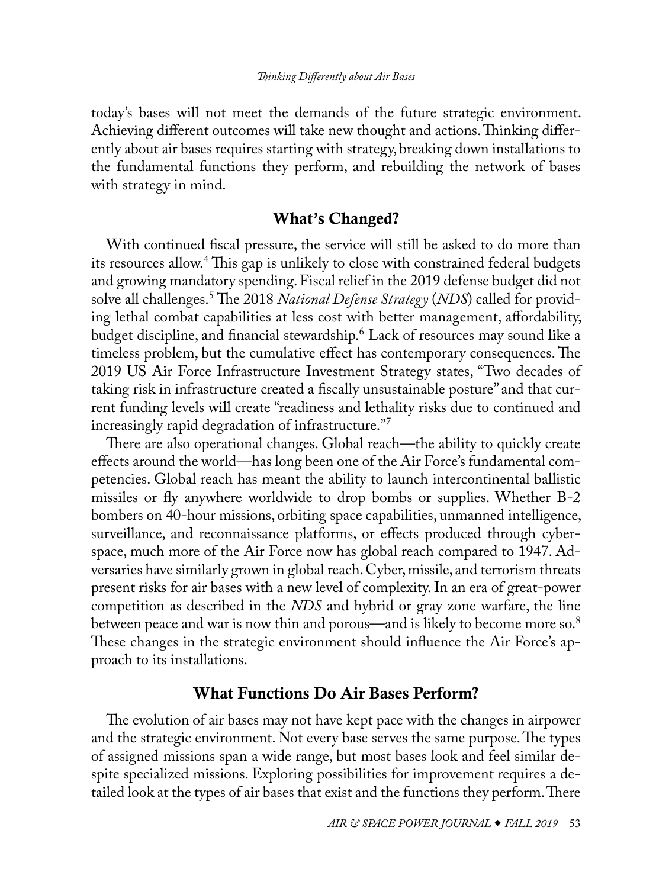today's bases will not meet the demands of the future strategic environment. Achieving different outcomes will take new thought and actions. Thinking differently about air bases requires starting with strategy, breaking down installations to the fundamental functions they perform, and rebuilding the network of bases with strategy in mind.

## What's Changed?

With continued fiscal pressure, the service will still be asked to do more than its resources allow.[4] This gap is unlikely to close with constrained federal budgets and growing mandatory spending. Fiscal relief in the 2019 defense budget did not solve all challenges.[5] The 2018 *National Defense Strategy* (*NDS*) called for providing lethal combat capabilities at less cost with better management, affordability, budget discipline, and financial stewardship.[6] Lack of resources may sound like a timeless problem, but the cumulative effect has contemporary consequences. The 2019 US Air Force Infrastructure Investment Strategy states, "Two decades of taking risk in infrastructure created a fiscally unsustainable posture" and that current funding levels will create "readiness and lethality risks due to continued and increasingly rapid degradation of infrastructure."[7]

There are also operational changes. Global reach—the ability to quickly create effects around the world—has long been one of the Air Force's fundamental competencies. Global reach has meant the ability to launch intercontinental ballistic missiles or fly anywhere worldwide to drop bombs or supplies. Whether B-2 bombers on 40-hour missions, orbiting space capabilities, unmanned intelligence, surveillance, and reconnaissance platforms, or effects produced through cyberspace, much more of the Air Force now has global reach compared to 1947. Adversaries have similarly grown in global reach. Cyber, missile, and terrorism threats present risks for air bases with a new level of complexity. In an era of great-power competition as described in the *NDS* and hybrid or gray zone warfare, the line between peace and war is now thin and porous—and is likely to become more so.[8] These changes in the strategic environment should influence the Air Force's approach to its installations.

## What Functions Do Air Bases Perform?

The evolution of air bases may not have kept pace with the changes in airpower and the strategic environment. Not every base serves the same purpose. The types of assigned missions span a wide range, but most bases look and feel similar despite specialized missions. Exploring possibilities for improvement requires a detailed look at the types of air bases that exist and the functions they perform. There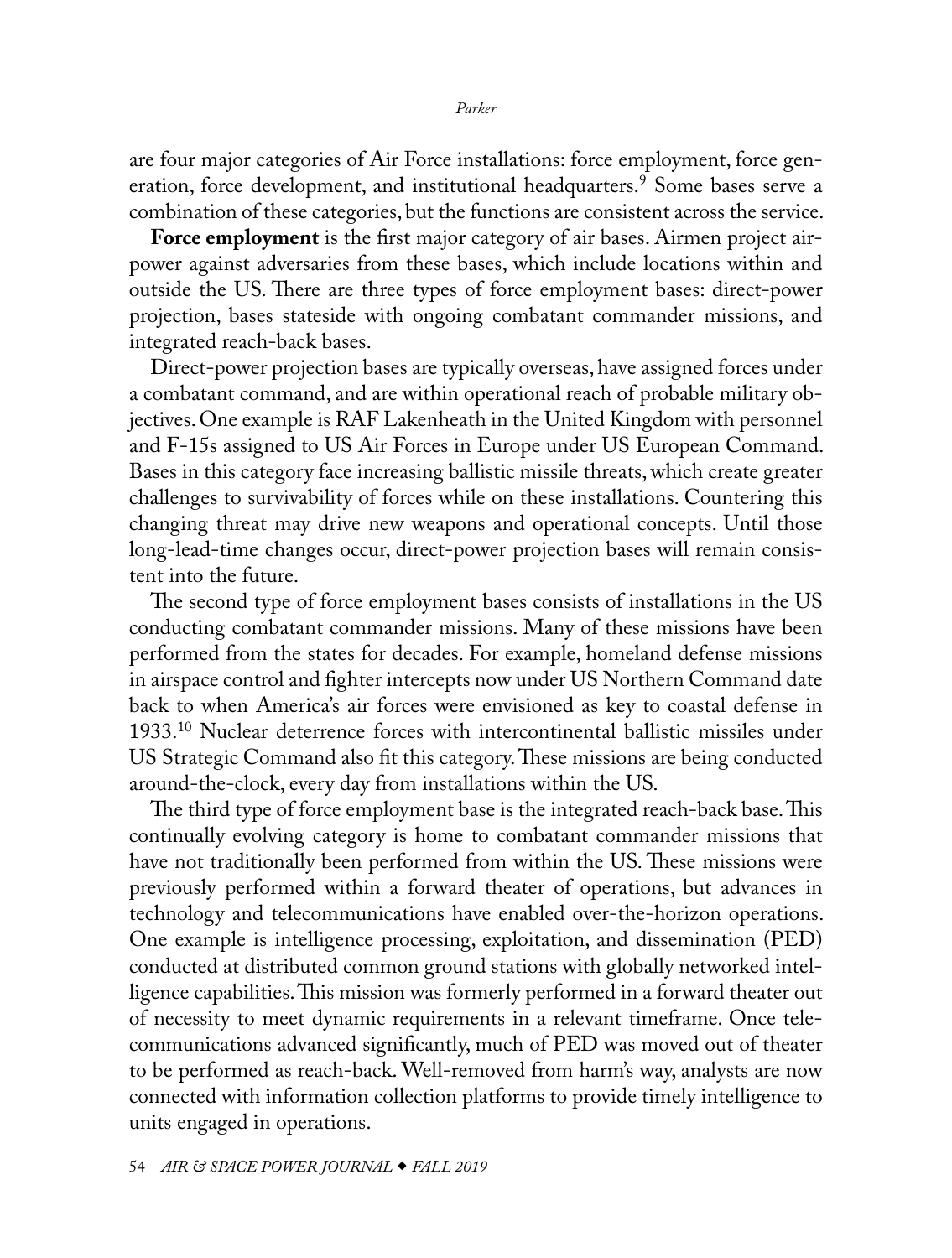are four major categories of Air Force installations: force employment, force generation, force development, and institutional headquarters.[9] Some bases serve a combination of these categories, but the functions are consistent across the service.

**Force employment** is the first major category of air bases. Airmen project airpower against adversaries from these bases, which include locations within and outside the US. There are three types of force employment bases: direct-power projection, bases stateside with ongoing combatant commander missions, and integrated reach-back bases.

Direct-power projection bases are typically overseas, have assigned forces under a combatant command, and are within operational reach of probable military objectives. One example is RAF Lakenheath in the United Kingdom with personnel and F-15s assigned to US Air Forces in Europe under US European Command. Bases in this category face increasing ballistic missile threats, which create greater challenges to survivability of forces while on these installations. Countering this changing threat may drive new weapons and operational concepts. Until those long-lead-time changes occur, direct-power projection bases will remain consistent into the future.

The second type of force employment bases consists of installations in the US conducting combatant commander missions. Many of these missions have been performed from the states for decades. For example, homeland defense missions in airspace control and fighter intercepts now under US Northern Command date back to when America's air forces were envisioned as key to coastal defense in 1933.[10] Nuclear deterrence forces with intercontinental ballistic missiles under US Strategic Command also fit this category. These missions are being conducted around-the-clock, every day from installations within the US.

The third type of force employment base is the integrated reach-back base. This continually evolving category is home to combatant commander missions that have not traditionally been performed from within the US. These missions were previously performed within a forward theater of operations, but advances in technology and telecommunications have enabled over-the-horizon operations. One example is intelligence processing, exploitation, and dissemination (PED) conducted at distributed common ground stations with globally networked intelligence capabilities. This mission was formerly performed in a forward theater out of necessity to meet dynamic requirements in a relevant timeframe. Once telecommunications advanced significantly, much of PED was moved out of theater to be performed as reach-back. Well-removed from harm's way, analysts are now connected with information collection platforms to provide timely intelligence to units engaged in operations.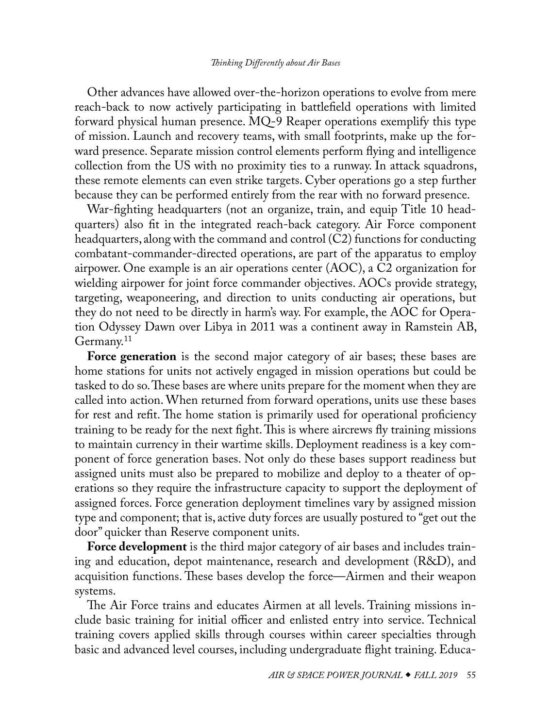Other advances have allowed over-the-horizon operations to evolve from mere reach-back to now actively participating in battlefield operations with limited forward physical human presence. MQ-9 Reaper operations exemplify this type of mission. Launch and recovery teams, with small footprints, make up the forward presence. Separate mission control elements perform flying and intelligence collection from the US with no proximity ties to a runway. In attack squadrons, these remote elements can even strike targets. Cyber operations go a step further because they can be performed entirely from the rear with no forward presence.

War-fighting headquarters (not an organize, train, and equip Title 10 headquarters) also fit in the integrated reach-back category. Air Force component headquarters, along with the command and control (C2) functions for conducting combatant-commander-directed operations, are part of the apparatus to employ airpower. One example is an air operations center (AOC), a C2 organization for wielding airpower for joint force commander objectives. AOCs provide strategy, targeting, weaponeering, and direction to units conducting air operations, but they do not need to be directly in harm's way. For example, the AOC for Operation Odyssey Dawn over Libya in 2011 was a continent away in Ramstein AB, Germany.[11]

**Force generation** is the second major category of air bases; these bases are home stations for units not actively engaged in mission operations but could be tasked to do so. These bases are where units prepare for the moment when they are called into action. When returned from forward operations, units use these bases for rest and refit. The home station is primarily used for operational proficiency training to be ready for the next fight. This is where aircrews fly training missions to maintain currency in their wartime skills. Deployment readiness is a key component of force generation bases. Not only do these bases support readiness but assigned units must also be prepared to mobilize and deploy to a theater of operations so they require the infrastructure capacity to support the deployment of assigned forces. Force generation deployment timelines vary by assigned mission type and component; that is, active duty forces are usually postured to "get out the door" quicker than Reserve component units.

**Force development** is the third major category of air bases and includes training and education, depot maintenance, research and development (R&D), and acquisition functions. These bases develop the force—Airmen and their weapon systems.

The Air Force trains and educates Airmen at all levels. Training missions include basic training for initial officer and enlisted entry into service. Technical training covers applied skills through courses within career specialties through basic and advanced level courses, including undergraduate flight training. Educa-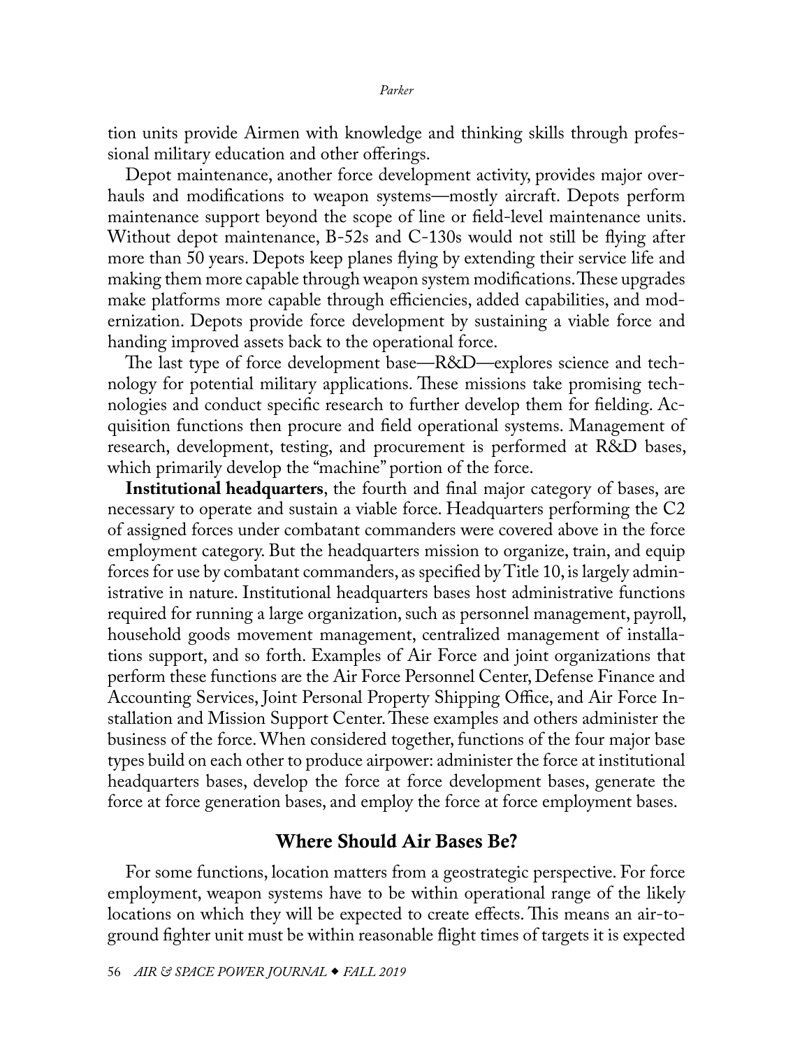tion units provide Airmen with knowledge and thinking skills through professional military education and other offerings.

Depot maintenance, another force development activity, provides major overhauls and modifications to weapon systems—mostly aircraft. Depots perform maintenance support beyond the scope of line or field-level maintenance units. Without depot maintenance, B-52s and C-130s would not still be flying after more than 50 years. Depots keep planes flying by extending their service life and making them more capable through weapon system modifications. These upgrades make platforms more capable through efficiencies, added capabilities, and modernization. Depots provide force development by sustaining a viable force and handing improved assets back to the operational force.

The last type of force development base—R&D—explores science and technology for potential military applications. These missions take promising technologies and conduct specific research to further develop them for fielding. Acquisition functions then procure and field operational systems. Management of research, development, testing, and procurement is performed at R&D bases, which primarily develop the "machine" portion of the force.

**Institutional headquarters**, the fourth and final major category of bases, are necessary to operate and sustain a viable force. Headquarters performing the C2 of assigned forces under combatant commanders were covered above in the force employment category. But the headquarters mission to organize, train, and equip forces for use by combatant commanders, as specified by Title 10, is largely administrative in nature. Institutional headquarters bases host administrative functions required for running a large organization, such as personnel management, payroll, household goods movement management, centralized management of installations support, and so forth. Examples of Air Force and joint organizations that perform these functions are the Air Force Personnel Center, Defense Finance and Accounting Services, Joint Personal Property Shipping Office, and Air Force Installation and Mission Support Center. These examples and others administer the business of the force. When considered together, functions of the four major base types build on each other to produce airpower: administer the force at institutional headquarters bases, develop the force at force development bases, generate the force at force generation bases, and employ the force at force employment bases.

## Where Should Air Bases Be?

For some functions, location matters from a geostrategic perspective. For force employment, weapon systems have to be within operational range of the likely locations on which they will be expected to create effects. This means an air-to-ground fighter unit must be within reasonable flight times of targets it is expected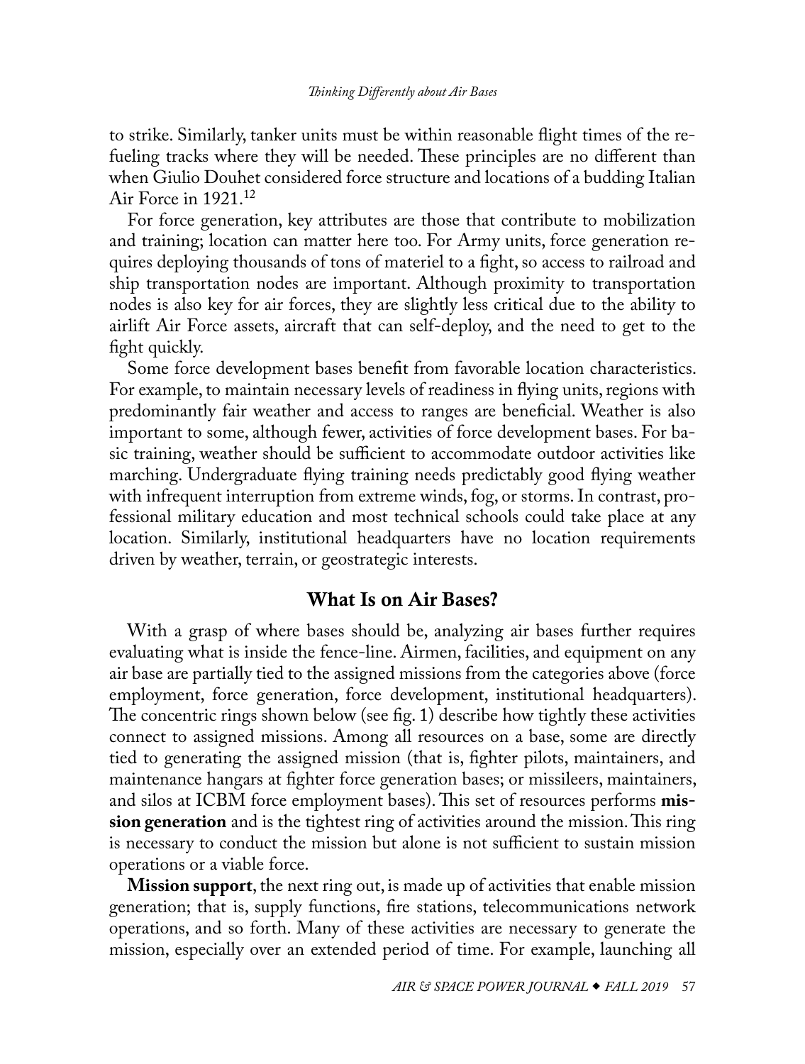to strike. Similarly, tanker units must be within reasonable flight times of the refueling tracks where they will be needed. These principles are no different than when Giulio Douhet considered force structure and locations of a budding Italian Air Force in 1921.[12]

For force generation, key attributes are those that contribute to mobilization and training; location can matter here too. For Army units, force generation requires deploying thousands of tons of materiel to a fight, so access to railroad and ship transportation nodes are important. Although proximity to transportation nodes is also key for air forces, they are slightly less critical due to the ability to airlift Air Force assets, aircraft that can self-deploy, and the need to get to the fight quickly.

Some force development bases benefit from favorable location characteristics. For example, to maintain necessary levels of readiness in flying units, regions with predominantly fair weather and access to ranges are beneficial. Weather is also important to some, although fewer, activities of force development bases. For basic training, weather should be sufficient to accommodate outdoor activities like marching. Undergraduate flying training needs predictably good flying weather with infrequent interruption from extreme winds, fog, or storms. In contrast, professional military education and most technical schools could take place at any location. Similarly, institutional headquarters have no location requirements driven by weather, terrain, or geostrategic interests.

## What Is on Air Bases?

With a grasp of where bases should be, analyzing air bases further requires evaluating what is inside the fence-line. Airmen, facilities, and equipment on any air base are partially tied to the assigned missions from the categories above (force employment, force generation, force development, institutional headquarters). The concentric rings shown below (see fig. 1) describe how tightly these activities connect to assigned missions. Among all resources on a base, some are directly tied to generating the assigned mission (that is, fighter pilots, maintainers, and maintenance hangars at fighter force generation bases; or missileers, maintainers, and silos at ICBM force employment bases). This set of resources performs **mission generation** and is the tightest ring of activities around the mission. This ring is necessary to conduct the mission but alone is not sufficient to sustain mission operations or a viable force.

**Mission support**, the next ring out, is made up of activities that enable mission generation; that is, supply functions, fire stations, telecommunications network operations, and so forth. Many of these activities are necessary to generate the mission, especially over an extended period of time. For example, launching all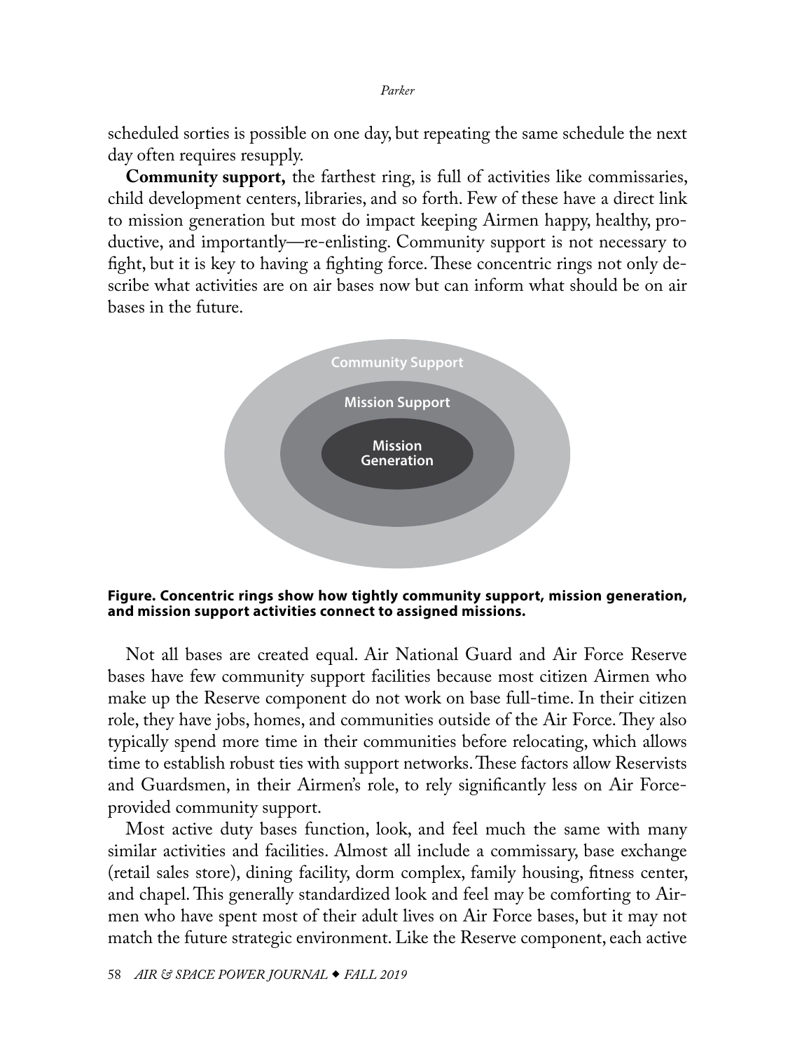scheduled sorties is possible on one day, but repeating the same schedule the next day often requires resupply.

**Community support,** the farthest ring, is full of activities like commissaries, child development centers, libraries, and so forth. Few of these have a direct link to mission generation but most do impact keeping Airmen happy, healthy, productive, and importantly—re-enlisting. Community support is not necessary to fight, but it is key to having a fighting force. These concentric rings not only describe what activities are on air bases now but can inform what should be on air bases in the future.

Community Support

Mission Support

Mission Generation

**Figure. Concentric rings show how tightly community support, mission generation, and mission support activities connect to assigned missions.**

Not all bases are created equal. Air National Guard and Air Force Reserve bases have few community support facilities because most citizen Airmen who make up the Reserve component do not work on base full-time. In their citizen role, they have jobs, homes, and communities outside of the Air Force. They also typically spend more time in their communities before relocating, which allows time to establish robust ties with support networks. These factors allow Reservists and Guardsmen, in their Airmen's role, to rely significantly less on Air Force-provided community support.

Most active duty bases function, look, and feel much the same with many similar activities and facilities. Almost all include a commissary, base exchange (retail sales store), dining facility, dorm complex, family housing, fitness center, and chapel. This generally standardized look and feel may be comforting to Airmen who have spent most of their adult lives on Air Force bases, but it may not match the future strategic environment. Like the Reserve component, each active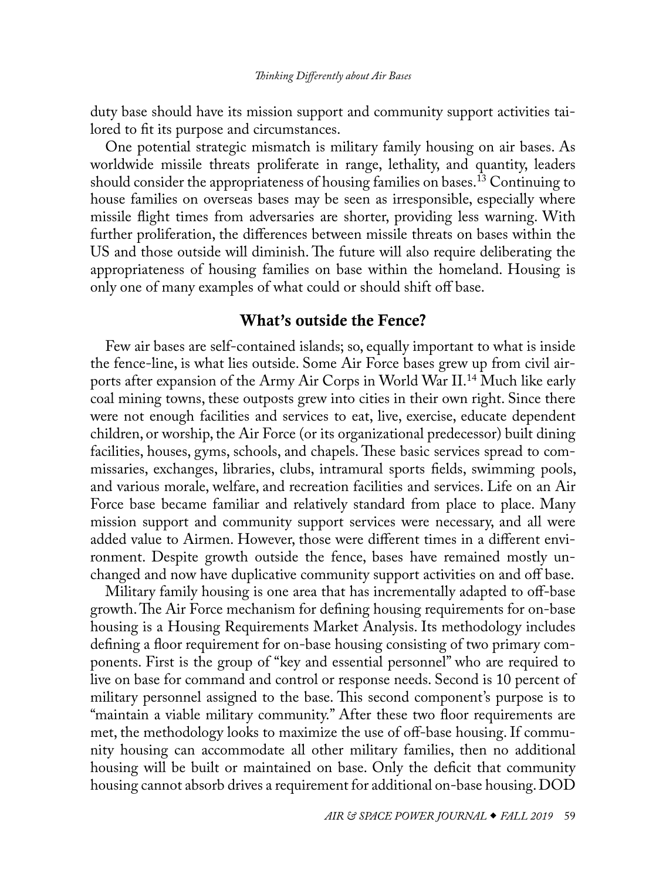duty base should have its mission support and community support activities tailored to fit its purpose and circumstances.

One potential strategic mismatch is military family housing on air bases. As worldwide missile threats proliferate in range, lethality, and quantity, leaders should consider the appropriateness of housing families on bases.[13] Continuing to house families on overseas bases may be seen as irresponsible, especially where missile flight times from adversaries are shorter, providing less warning. With further proliferation, the differences between missile threats on bases within the US and those outside will diminish. The future will also require deliberating the appropriateness of housing families on base within the homeland. Housing is only one of many examples of what could or should shift off base.

## What's outside the Fence?

Few air bases are self-contained islands; so, equally important to what is inside the fence-line, is what lies outside. Some Air Force bases grew up from civil airports after expansion of the Army Air Corps in World War II.[14] Much like early coal mining towns, these outposts grew into cities in their own right. Since there were not enough facilities and services to eat, live, exercise, educate dependent children, or worship, the Air Force (or its organizational predecessor) built dining facilities, houses, gyms, schools, and chapels. These basic services spread to commissaries, exchanges, libraries, clubs, intramural sports fields, swimming pools, and various morale, welfare, and recreation facilities and services. Life on an Air Force base became familiar and relatively standard from place to place. Many mission support and community support services were necessary, and all were added value to Airmen. However, those were different times in a different environment. Despite growth outside the fence, bases have remained mostly unchanged and now have duplicative community support activities on and off base.

Military family housing is one area that has incrementally adapted to off-base growth. The Air Force mechanism for defining housing requirements for on-base housing is a Housing Requirements Market Analysis. Its methodology includes defining a floor requirement for on-base housing consisting of two primary components. First is the group of "key and essential personnel" who are required to live on base for command and control or response needs. Second is 10 percent of military personnel assigned to the base. This second component's purpose is to "maintain a viable military community." After these two floor requirements are met, the methodology looks to maximize the use of off-base housing. If community housing can accommodate all other military families, then no additional housing will be built or maintained on base. Only the deficit that community housing cannot absorb drives a requirement for additional on-base housing. DOD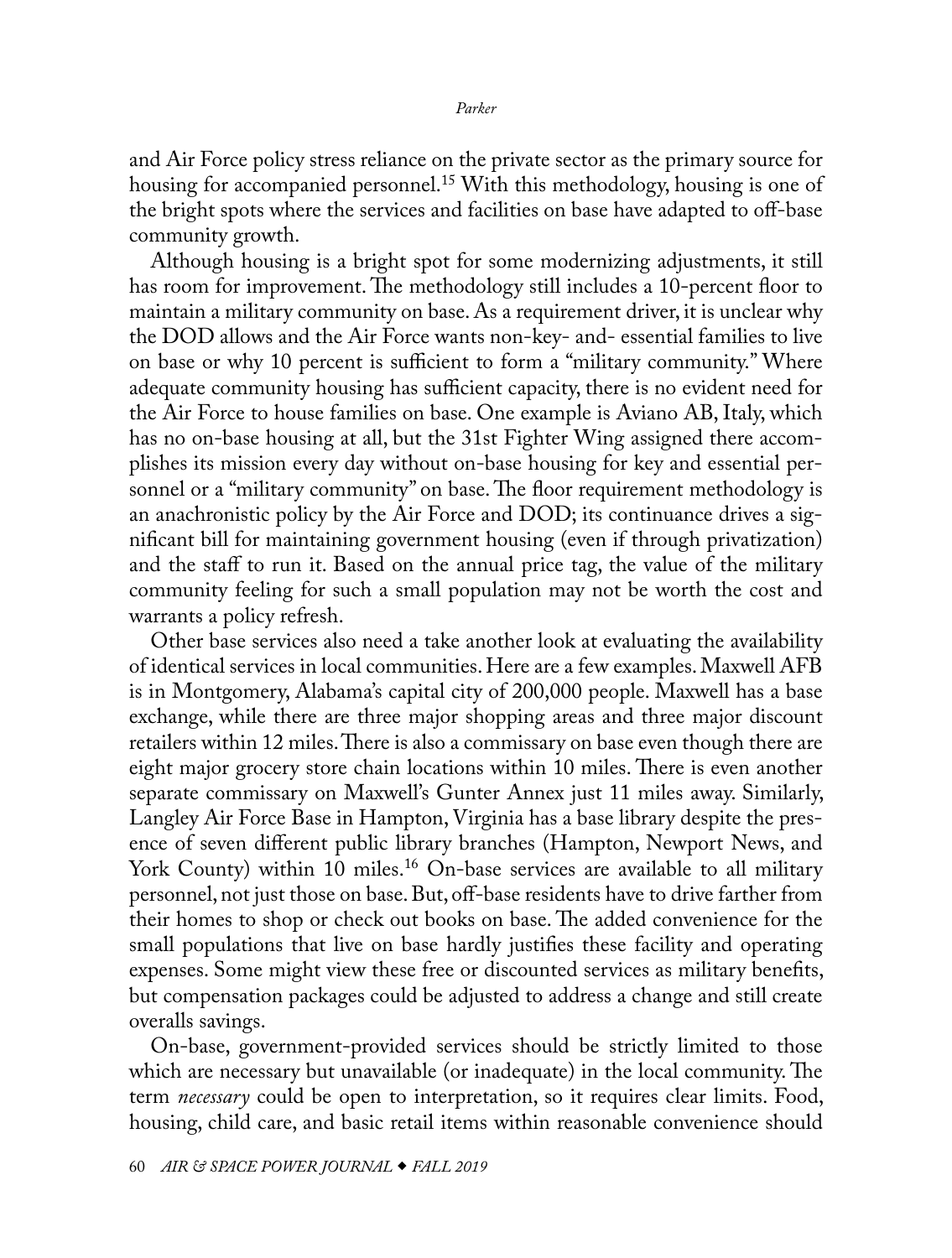and Air Force policy stress reliance on the private sector as the primary source for housing for accompanied personnel.[15] With this methodology, housing is one of the bright spots where the services and facilities on base have adapted to off-base community growth.

Although housing is a bright spot for some modernizing adjustments, it still has room for improvement. The methodology still includes a 10-percent floor to maintain a military community on base. As a requirement driver, it is unclear why the DOD allows and the Air Force wants non-key- and- essential families to live on base or why 10 percent is sufficient to form a "military community." Where adequate community housing has sufficient capacity, there is no evident need for the Air Force to house families on base. One example is Aviano AB, Italy, which has no on-base housing at all, but the 31st Fighter Wing assigned there accomplishes its mission every day without on-base housing for key and essential personnel or a "military community" on base. The floor requirement methodology is an anachronistic policy by the Air Force and DOD; its continuance drives a significant bill for maintaining government housing (even if through privatization) and the staff to run it. Based on the annual price tag, the value of the military community feeling for such a small population may not be worth the cost and warrants a policy refresh.

Other base services also need a take another look at evaluating the availability of identical services in local communities. Here are a few examples. Maxwell AFB is in Montgomery, Alabama's capital city of 200,000 people. Maxwell has a base exchange, while there are three major shopping areas and three major discount retailers within 12 miles. There is also a commissary on base even though there are eight major grocery store chain locations within 10 miles. There is even another separate commissary on Maxwell's Gunter Annex just 11 miles away. Similarly, Langley Air Force Base in Hampton, Virginia has a base library despite the presence of seven different public library branches (Hampton, Newport News, and York County) within 10 miles.[16] On-base services are available to all military personnel, not just those on base. But, off-base residents have to drive farther from their homes to shop or check out books on base. The added convenience for the small populations that live on base hardly justifies these facility and operating expenses. Some might view these free or discounted services as military benefits, but compensation packages could be adjusted to address a change and still create overalls savings.

On-base, government-provided services should be strictly limited to those which are necessary but unavailable (or inadequate) in the local community. The term *necessary* could be open to interpretation, so it requires clear limits. Food, housing, child care, and basic retail items within reasonable convenience should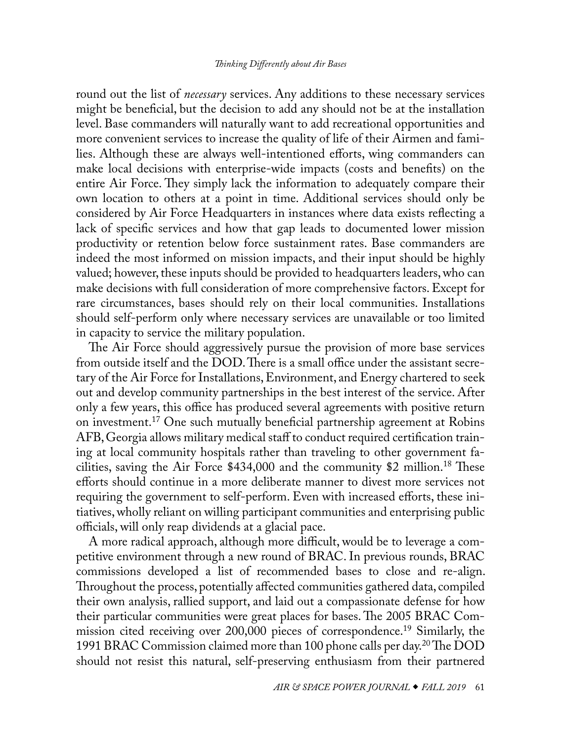round out the list of *necessary* services. Any additions to these necessary services might be beneficial, but the decision to add any should not be at the installation level. Base commanders will naturally want to add recreational opportunities and more convenient services to increase the quality of life of their Airmen and families. Although these are always well-intentioned efforts, wing commanders can make local decisions with enterprise-wide impacts (costs and benefits) on the entire Air Force. They simply lack the information to adequately compare their own location to others at a point in time. Additional services should only be considered by Air Force Headquarters in instances where data exists reflecting a lack of specific services and how that gap leads to documented lower mission productivity or retention below force sustainment rates. Base commanders are indeed the most informed on mission impacts, and their input should be highly valued; however, these inputs should be provided to headquarters leaders, who can make decisions with full consideration of more comprehensive factors. Except for rare circumstances, bases should rely on their local communities. Installations should self-perform only where necessary services are unavailable or too limited in capacity to service the military population.

The Air Force should aggressively pursue the provision of more base services from outside itself and the DOD. There is a small office under the assistant secretary of the Air Force for Installations, Environment, and Energy chartered to seek out and develop community partnerships in the best interest of the service. After only a few years, this office has produced several agreements with positive return on investment.[17] One such mutually beneficial partnership agreement at Robins AFB, Georgia allows military medical staff to conduct required certification training at local community hospitals rather than traveling to other government facilities, saving the Air Force $434,000 and the community $2 million.[18] These efforts should continue in a more deliberate manner to divest more services not requiring the government to self-perform. Even with increased efforts, these initiatives, wholly reliant on willing participant communities and enterprising public officials, will only reap dividends at a glacial pace.

A more radical approach, although more difficult, would be to leverage a competitive environment through a new round of BRAC. In previous rounds, BRAC commissions developed a list of recommended bases to close and re-align. Throughout the process, potentially affected communities gathered data, compiled their own analysis, rallied support, and laid out a compassionate defense for how their particular communities were great places for bases. The 2005 BRAC Commission cited receiving over 200,000 pieces of correspondence.[19] Similarly, the 1991 BRAC Commission claimed more than 100 phone calls per day.[20] The DOD should not resist this natural, self-preserving enthusiasm from their partnered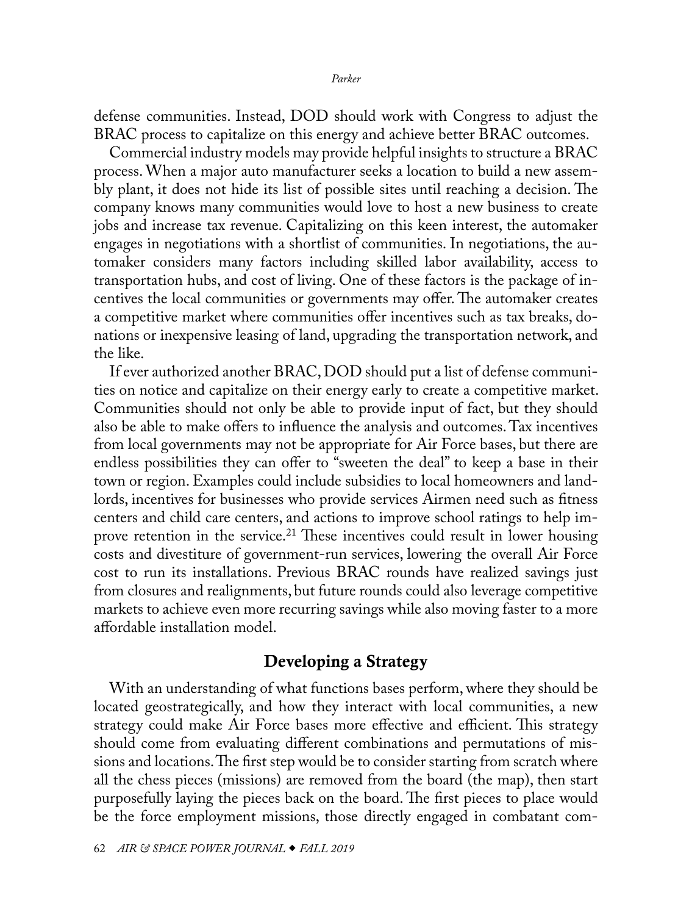defense communities. Instead, DOD should work with Congress to adjust the BRAC process to capitalize on this energy and achieve better BRAC outcomes.

Commercial industry models may provide helpful insights to structure a BRAC process. When a major auto manufacturer seeks a location to build a new assembly plant, it does not hide its list of possible sites until reaching a decision. The company knows many communities would love to host a new business to create jobs and increase tax revenue. Capitalizing on this keen interest, the automaker engages in negotiations with a shortlist of communities. In negotiations, the automaker considers many factors including skilled labor availability, access to transportation hubs, and cost of living. One of these factors is the package of incentives the local communities or governments may offer. The automaker creates a competitive market where communities offer incentives such as tax breaks, donations or inexpensive leasing of land, upgrading the transportation network, and the like.

If ever authorized another BRAC, DOD should put a list of defense communities on notice and capitalize on their energy early to create a competitive market. Communities should not only be able to provide input of fact, but they should also be able to make offers to influence the analysis and outcomes. Tax incentives from local governments may not be appropriate for Air Force bases, but there are endless possibilities they can offer to "sweeten the deal" to keep a base in their town or region. Examples could include subsidies to local homeowners and landlords, incentives for businesses who provide services Airmen need such as fitness centers and child care centers, and actions to improve school ratings to help improve retention in the service.[21] These incentives could result in lower housing costs and divestiture of government-run services, lowering the overall Air Force cost to run its installations. Previous BRAC rounds have realized savings just from closures and realignments, but future rounds could also leverage competitive markets to achieve even more recurring savings while also moving faster to a more affordable installation model.

## Developing a Strategy

With an understanding of what functions bases perform, where they should be located geostrategically, and how they interact with local communities, a new strategy could make Air Force bases more effective and efficient. This strategy should come from evaluating different combinations and permutations of missions and locations. The first step would be to consider starting from scratch where all the chess pieces (missions) are removed from the board (the map), then start purposefully laying the pieces back on the board. The first pieces to place would be the force employment missions, those directly engaged in combatant com-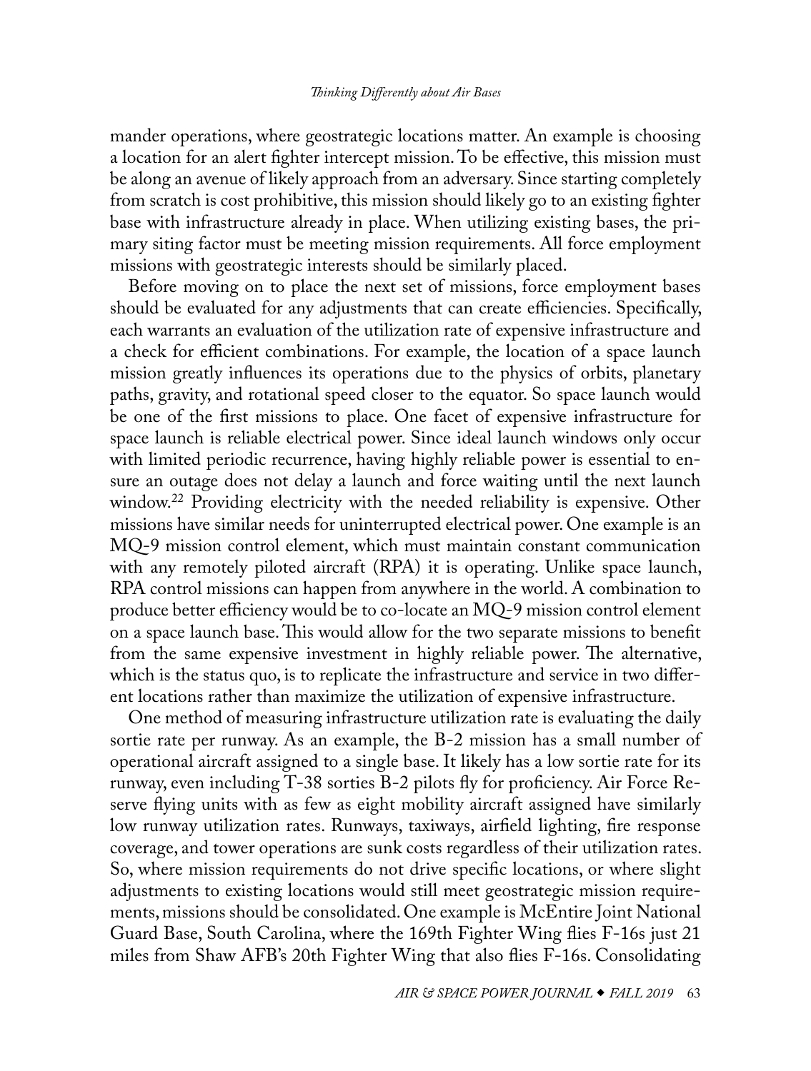mander operations, where geostrategic locations matter. An example is choosing a location for an alert fighter intercept mission. To be effective, this mission must be along an avenue of likely approach from an adversary. Since starting completely from scratch is cost prohibitive, this mission should likely go to an existing fighter base with infrastructure already in place. When utilizing existing bases, the primary siting factor must be meeting mission requirements. All force employment missions with geostrategic interests should be similarly placed.

Before moving on to place the next set of missions, force employment bases should be evaluated for any adjustments that can create efficiencies. Specifically, each warrants an evaluation of the utilization rate of expensive infrastructure and a check for efficient combinations. For example, the location of a space launch mission greatly influences its operations due to the physics of orbits, planetary paths, gravity, and rotational speed closer to the equator. So space launch would be one of the first missions to place. One facet of expensive infrastructure for space launch is reliable electrical power. Since ideal launch windows only occur with limited periodic recurrence, having highly reliable power is essential to ensure an outage does not delay a launch and force waiting until the next launch window.[22] Providing electricity with the needed reliability is expensive. Other missions have similar needs for uninterrupted electrical power. One example is an MQ-9 mission control element, which must maintain constant communication with any remotely piloted aircraft (RPA) it is operating. Unlike space launch, RPA control missions can happen from anywhere in the world. A combination to produce better efficiency would be to co-locate an MQ-9 mission control element on a space launch base. This would allow for the two separate missions to benefit from the same expensive investment in highly reliable power. The alternative, which is the status quo, is to replicate the infrastructure and service in two different locations rather than maximize the utilization of expensive infrastructure.

One method of measuring infrastructure utilization rate is evaluating the daily sortie rate per runway. As an example, the B-2 mission has a small number of operational aircraft assigned to a single base. It likely has a low sortie rate for its runway, even including T-38 sorties B-2 pilots fly for proficiency. Air Force Reserve flying units with as few as eight mobility aircraft assigned have similarly low runway utilization rates. Runways, taxiways, airfield lighting, fire response coverage, and tower operations are sunk costs regardless of their utilization rates. So, where mission requirements do not drive specific locations, or where slight adjustments to existing locations would still meet geostrategic mission requirements, missions should be consolidated. One example is McEntire Joint National Guard Base, South Carolina, where the 169th Fighter Wing flies F-16s just 21 miles from Shaw AFB's 20th Fighter Wing that also flies F-16s. Consolidating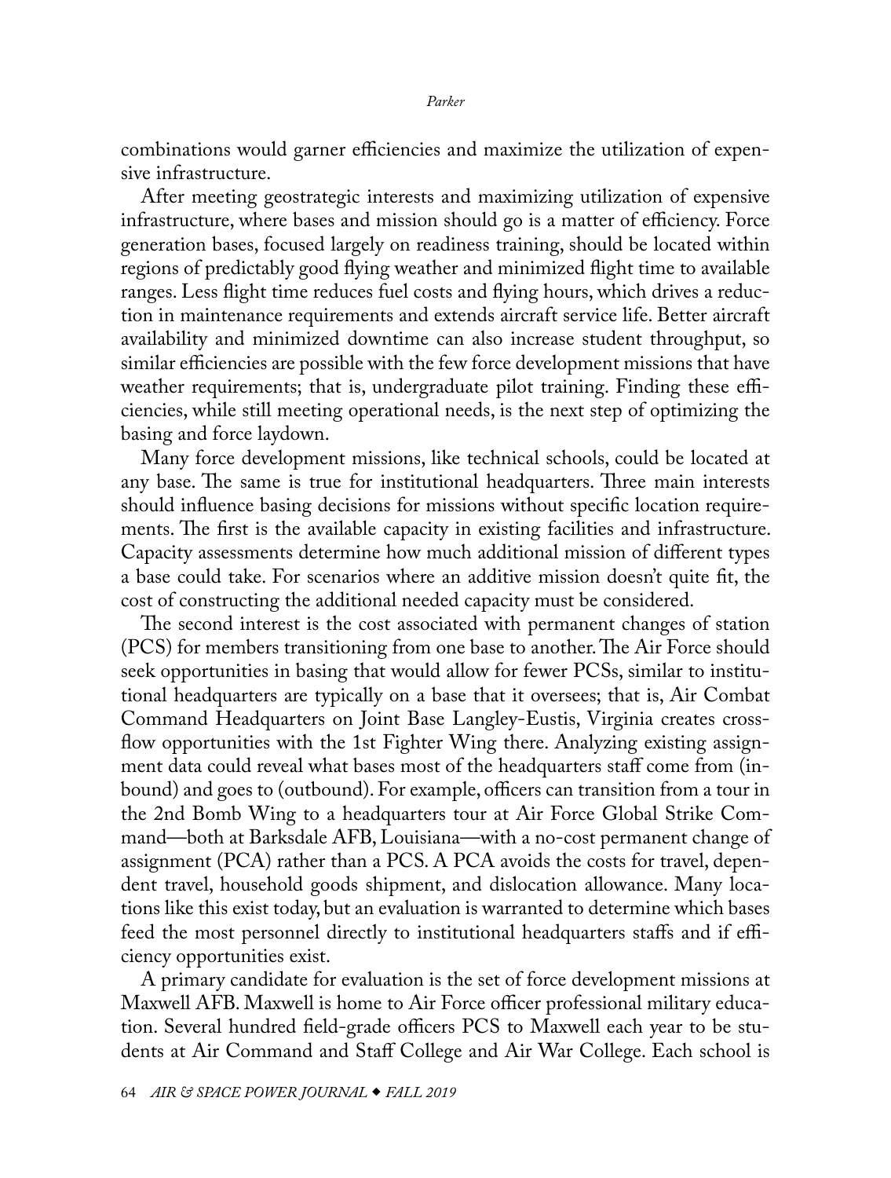combinations would garner efficiencies and maximize the utilization of expensive infrastructure.

After meeting geostrategic interests and maximizing utilization of expensive infrastructure, where bases and mission should go is a matter of efficiency. Force generation bases, focused largely on readiness training, should be located within regions of predictably good flying weather and minimized flight time to available ranges. Less flight time reduces fuel costs and flying hours, which drives a reduction in maintenance requirements and extends aircraft service life. Better aircraft availability and minimized downtime can also increase student throughput, so similar efficiencies are possible with the few force development missions that have weather requirements; that is, undergraduate pilot training. Finding these efficiencies, while still meeting operational needs, is the next step of optimizing the basing and force laydown.

Many force development missions, like technical schools, could be located at any base. The same is true for institutional headquarters. Three main interests should influence basing decisions for missions without specific location requirements. The first is the available capacity in existing facilities and infrastructure. Capacity assessments determine how much additional mission of different types a base could take. For scenarios where an additive mission doesn't quite fit, the cost of constructing the additional needed capacity must be considered.

The second interest is the cost associated with permanent changes of station (PCS) for members transitioning from one base to another. The Air Force should seek opportunities in basing that would allow for fewer PCSs, similar to institutional headquarters are typically on a base that it oversees; that is, Air Combat Command Headquarters on Joint Base Langley-Eustis, Virginia creates cross-flow opportunities with the 1st Fighter Wing there. Analyzing existing assignment data could reveal what bases most of the headquarters staff come from (inbound) and goes to (outbound). For example, officers can transition from a tour in the 2nd Bomb Wing to a headquarters tour at Air Force Global Strike Command—both at Barksdale AFB, Louisiana—with a no-cost permanent change of assignment (PCA) rather than a PCS. A PCA avoids the costs for travel, dependent travel, household goods shipment, and dislocation allowance. Many locations like this exist today, but an evaluation is warranted to determine which bases feed the most personnel directly to institutional headquarters staffs and if efficiency opportunities exist.

A primary candidate for evaluation is the set of force development missions at Maxwell AFB. Maxwell is home to Air Force officer professional military education. Several hundred field-grade officers PCS to Maxwell each year to be students at Air Command and Staff College and Air War College. Each school is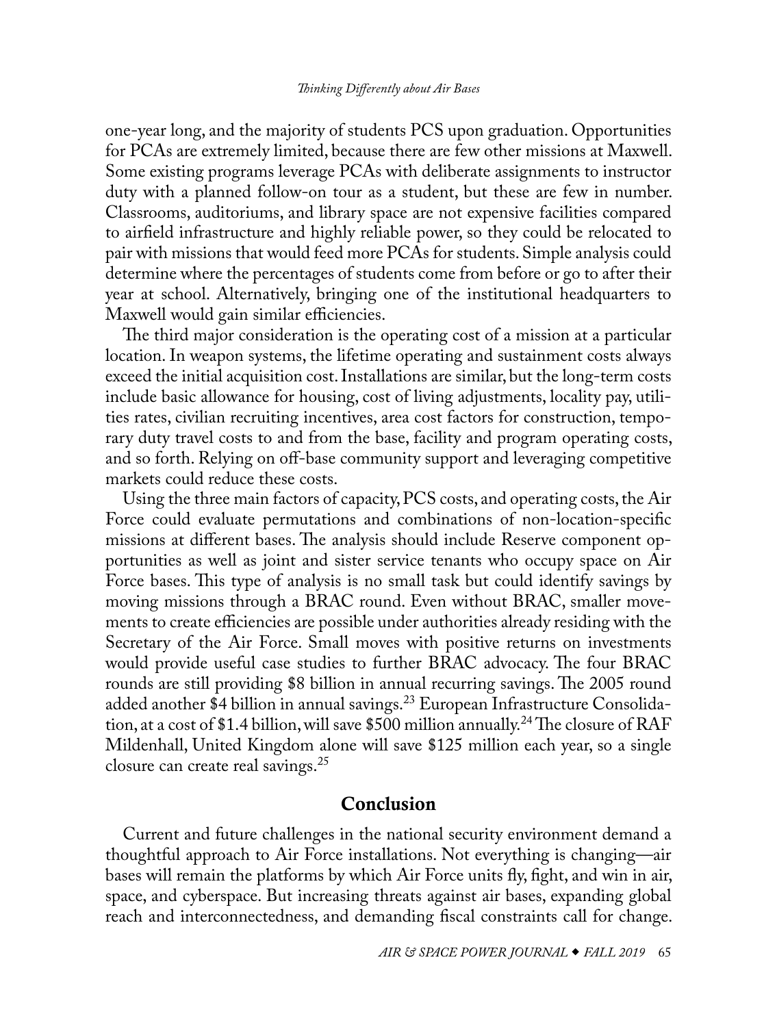one-year long, and the majority of students PCS upon graduation. Opportunities for PCAs are extremely limited, because there are few other missions at Maxwell. Some existing programs leverage PCAs with deliberate assignments to instructor duty with a planned follow-on tour as a student, but these are few in number. Classrooms, auditoriums, and library space are not expensive facilities compared to airfield infrastructure and highly reliable power, so they could be relocated to pair with missions that would feed more PCAs for students. Simple analysis could determine where the percentages of students come from before or go to after their year at school. Alternatively, bringing one of the institutional headquarters to Maxwell would gain similar efficiencies.

The third major consideration is the operating cost of a mission at a particular location. In weapon systems, the lifetime operating and sustainment costs always exceed the initial acquisition cost. Installations are similar, but the long-term costs include basic allowance for housing, cost of living adjustments, locality pay, utilities rates, civilian recruiting incentives, area cost factors for construction, temporary duty travel costs to and from the base, facility and program operating costs, and so forth. Relying on off-base community support and leveraging competitive markets could reduce these costs.

Using the three main factors of capacity, PCS costs, and operating costs, the Air Force could evaluate permutations and combinations of non-location-specific missions at different bases. The analysis should include Reserve component opportunities as well as joint and sister service tenants who occupy space on Air Force bases. This type of analysis is no small task but could identify savings by moving missions through a BRAC round. Even without BRAC, smaller movements to create efficiencies are possible under authorities already residing with the Secretary of the Air Force. Small moves with positive returns on investments would provide useful case studies to further BRAC advocacy. The four BRAC rounds are still providing $8 billion in annual recurring savings. The 2005 round added another $4 billion in annual savings.[23] European Infrastructure Consolidation, at a cost of $1.4 billion, will save $500 million annually.[24] The closure of RAF Mildenhall, United Kingdom alone will save $125 million each year, so a single closure can create real savings.[25]

## Conclusion

Current and future challenges in the national security environment demand a thoughtful approach to Air Force installations. Not everything is changing—air bases will remain the platforms by which Air Force units fly, fight, and win in air, space, and cyberspace. But increasing threats against air bases, expanding global reach and interconnectedness, and demanding fiscal constraints call for change.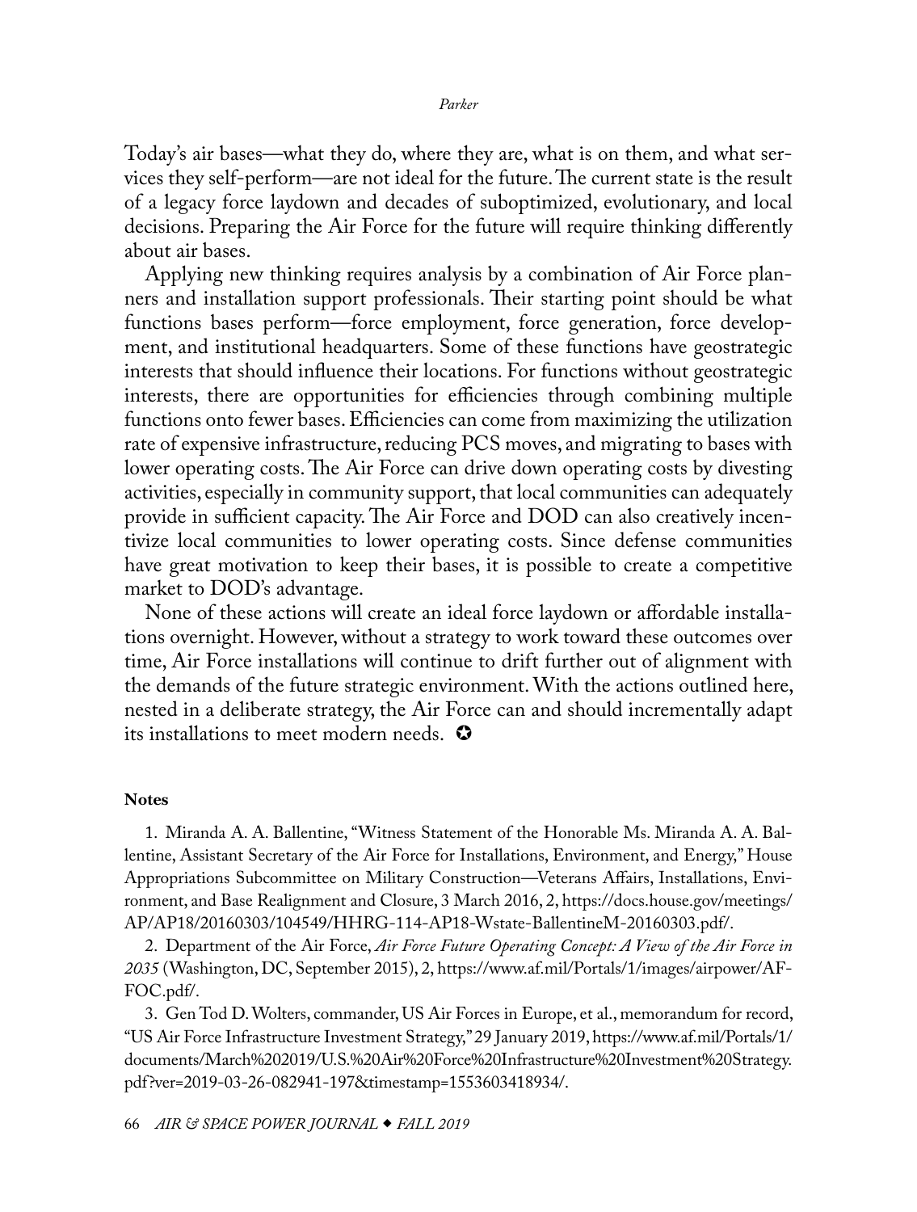Today's air bases—what they do, where they are, what is on them, and what services they self-perform—are not ideal for the future. The current state is the result of a legacy force laydown and decades of suboptimized, evolutionary, and local decisions. Preparing the Air Force for the future will require thinking differently about air bases.

Applying new thinking requires analysis by a combination of Air Force planners and installation support professionals. Their starting point should be what functions bases perform—force employment, force generation, force development, and institutional headquarters. Some of these functions have geostrategic interests that should influence their locations. For functions without geostrategic interests, there are opportunities for efficiencies through combining multiple functions onto fewer bases. Efficiencies can come from maximizing the utilization rate of expensive infrastructure, reducing PCS moves, and migrating to bases with lower operating costs. The Air Force can drive down operating costs by divesting activities, especially in community support, that local communities can adequately provide in sufficient capacity. The Air Force and DOD can also creatively incentivize local communities to lower operating costs. Since defense communities have great motivation to keep their bases, it is possible to create a competitive market to DOD's advantage.

None of these actions will create an ideal force laydown or affordable installations overnight. However, without a strategy to work toward these outcomes over time, Air Force installations will continue to drift further out of alignment with the demands of the future strategic environment. With the actions outlined here, nested in a deliberate strategy, the Air Force can and should incrementally adapt its installations to meet modern needs. ✪

**Notes**

1. Miranda A. A. Ballentine, "Witness Statement of the Honorable Ms. Miranda A. A. Ballentine, Assistant Secretary of the Air Force for Installations, Environment, and Energy," House Appropriations Subcommittee on Military Construction—Veterans Affairs, Installations, Environment, and Base Realignment and Closure, 3 March 2016, 2, https://docs.house.gov/meetings/AP/AP18/20160303/104549/HHRG-114-AP18-Wstate-BallentineM-20160303.pdf/.

2. Department of the Air Force, *Air Force Future Operating Concept: A View of the Air Force in 2035* (Washington, DC, September 2015), 2, https://www.af.mil/Portals/1/images/airpower/AFFOC.pdf/.

3. Gen Tod D. Wolters, commander, US Air Forces in Europe, et al., memorandum for record, "US Air Force Infrastructure Investment Strategy," 29 January 2019, https://www.af.mil/Portals/1/documents/March%202019/U.S.%20Air%20Force%20Infrastructure%20Investment%20Strategy.pdf?ver=2019-03-26-082941-197&timestamp=1553603418934/.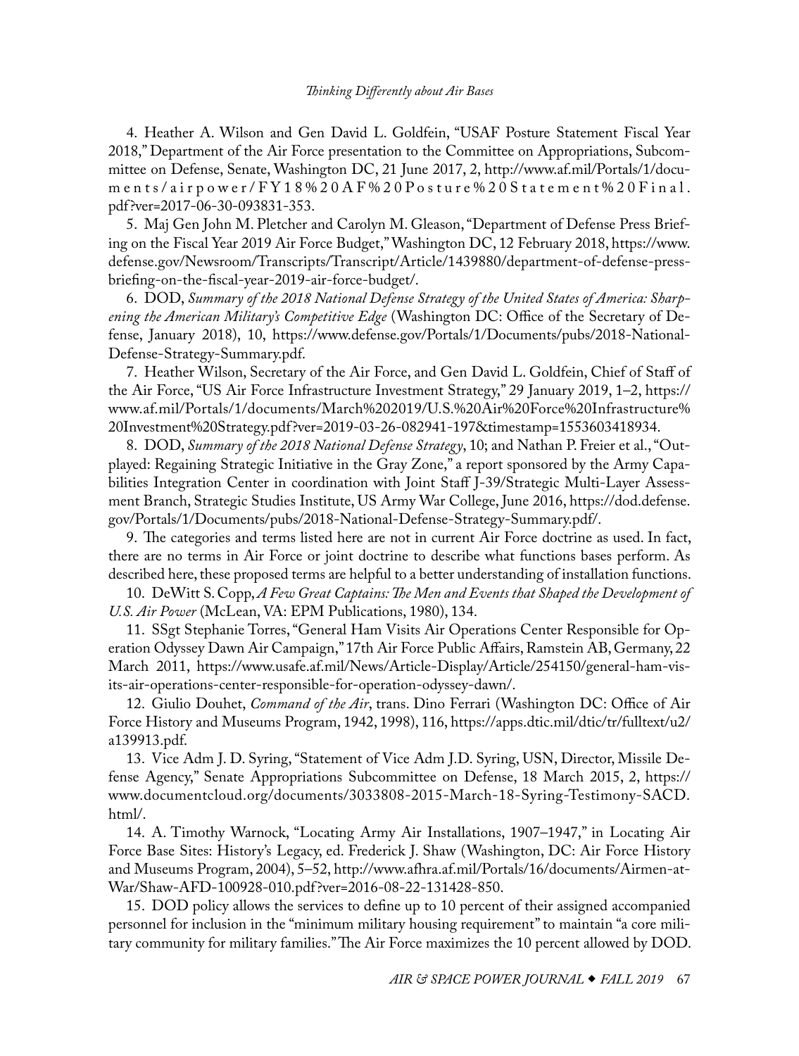4. Heather A. Wilson and Gen David L. Goldfein, "USAF Posture Statement Fiscal Year 2018," Department of the Air Force presentation to the Committee on Appropriations, Subcommittee on Defense, Senate, Washington DC, 21 June 2017, 2, http://www.af.mil/Portals/1/documents/airpower/FY18%20AF%20Posture%20Statement%20Final.pdf?ver=2017-06-30-093831-353.

5. Maj Gen John M. Pletcher and Carolyn M. Gleason, "Department of Defense Press Briefing on the Fiscal Year 2019 Air Force Budget," Washington DC, 12 February 2018, https://www.defense.gov/Newsroom/Transcripts/Transcript/Article/1439880/department-of-defense-press-briefing-on-the-fiscal-year-2019-air-force-budget/.

6. DOD, *Summary of the 2018 National Defense Strategy of the United States of America: Sharpening the American Military's Competitive Edge* (Washington DC: Office of the Secretary of Defense, January 2018), 10, https://www.defense.gov/Portals/1/Documents/pubs/2018-National-Defense-Strategy-Summary.pdf.

7. Heather Wilson, Secretary of the Air Force, and Gen David L. Goldfein, Chief of Staff of the Air Force, "US Air Force Infrastructure Investment Strategy," 29 January 2019, 1–2, https://www.af.mil/Portals/1/documents/March%202019/U.S.%20Air%20Force%20Infrastructure%20Investment%20Strategy.pdf?ver=2019-03-26-082941-197&timestamp=1553603418934.

8. DOD, *Summary of the 2018 National Defense Strategy*, 10; and Nathan P. Freier et al., "Outplayed: Regaining Strategic Initiative in the Gray Zone," a report sponsored by the Army Capabilities Integration Center in coordination with Joint Staff J-39/Strategic Multi-Layer Assessment Branch, Strategic Studies Institute, US Army War College, June 2016, https://dod.defense.gov/Portals/1/Documents/pubs/2018-National-Defense-Strategy-Summary.pdf/.

9. The categories and terms listed here are not in current Air Force doctrine as used. In fact, there are no terms in Air Force or joint doctrine to describe what functions bases perform. As described here, these proposed terms are helpful to a better understanding of installation functions.

10. DeWitt S. Copp, *A Few Great Captains: The Men and Events that Shaped the Development of U.S. Air Power* (McLean, VA: EPM Publications, 1980), 134.

11. SSgt Stephanie Torres, "General Ham Visits Air Operations Center Responsible for Operation Odyssey Dawn Air Campaign," 17th Air Force Public Affairs, Ramstein AB, Germany, 22 March 2011, https://www.usafe.af.mil/News/Article-Display/Article/254150/general-ham-visits-air-operations-center-responsible-for-operation-odyssey-dawn/.

12. Giulio Douhet, *Command of the Air*, trans. Dino Ferrari (Washington DC: Office of Air Force History and Museums Program, 1942, 1998), 116, https://apps.dtic.mil/dtic/tr/fulltext/u2/a139913.pdf.

13. Vice Adm J. D. Syring, "Statement of Vice Adm J.D. Syring, USN, Director, Missile Defense Agency," Senate Appropriations Subcommittee on Defense, 18 March 2015, 2, https://www.documentcloud.org/documents/3033808-2015-March-18-Syring-Testimony-SACD.html/.

14. A. Timothy Warnock, "Locating Army Air Installations, 1907–1947," in Locating Air Force Base Sites: History's Legacy, ed. Frederick J. Shaw (Washington, DC: Air Force History and Museums Program, 2004), 5–52, http://www.afhra.af.mil/Portals/16/documents/Airmen-at-War/Shaw-AFD-100928-010.pdf?ver=2016-08-22-131428-850.

15. DOD policy allows the services to define up to 10 percent of their assigned accompanied personnel for inclusion in the "minimum military housing requirement" to maintain "a core military community for military families." The Air Force maximizes the 10 percent allowed by DOD.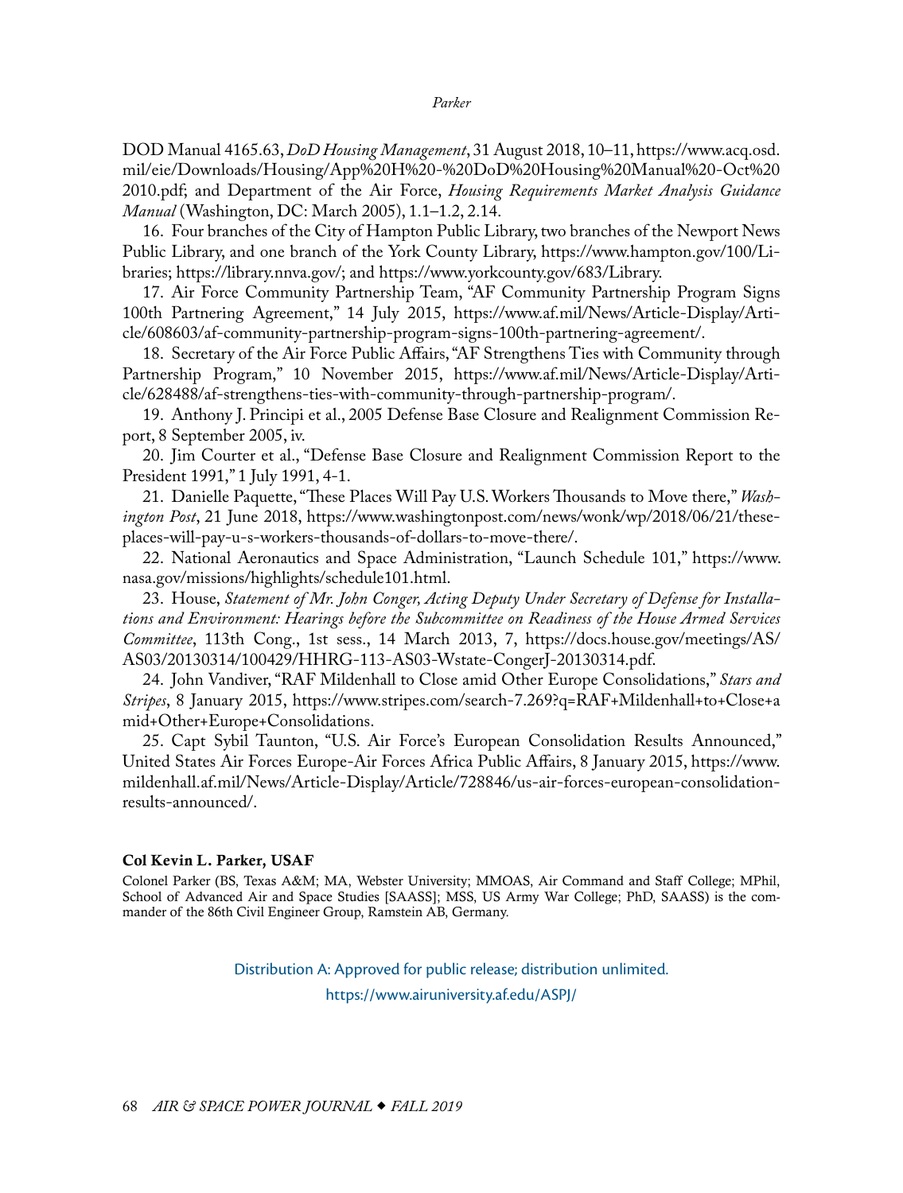DOD Manual 4165.63, *DoD Housing Management*, 31 August 2018, 10–11, https://www.acq.osd.mil/eie/Downloads/Housing/App%20H%20-%20DoD%20Housing%20Manual%20-Oct%20 2010.pdf; and Department of the Air Force, *Housing Requirements Market Analysis Guidance Manual* (Washington, DC: March 2005), 1.1–1.2, 2.14.

16. Four branches of the City of Hampton Public Library, two branches of the Newport News Public Library, and one branch of the York County Library, https://www.hampton.gov/100/Libraries; https://library.nnva.gov/; and https://www.yorkcounty.gov/683/Library.

17. Air Force Community Partnership Team, "AF Community Partnership Program Signs 100th Partnering Agreement," 14 July 2015, https://www.af.mil/News/Article-Display/Article/608603/af-community-partnership-program-signs-100th-partnering-agreement/.

18. Secretary of the Air Force Public Affairs, "AF Strengthens Ties with Community through Partnership Program," 10 November 2015, https://www.af.mil/News/Article-Display/Article/628488/af-strengthens-ties-with-community-through-partnership-program/.

19. Anthony J. Principi et al., 2005 Defense Base Closure and Realignment Commission Report, 8 September 2005, iv.

20. Jim Courter et al., "Defense Base Closure and Realignment Commission Report to the President 1991," 1 July 1991, 4-1.

21. Danielle Paquette, "These Places Will Pay U.S. Workers Thousands to Move there," *Washington Post*, 21 June 2018, https://www.washingtonpost.com/news/wonk/wp/2018/06/21/these-places-will-pay-u-s-workers-thousands-of-dollars-to-move-there/.

22. National Aeronautics and Space Administration, "Launch Schedule 101," https://www.nasa.gov/missions/highlights/schedule101.html.

23. House, *Statement of Mr. John Conger, Acting Deputy Under Secretary of Defense for Installations and Environment: Hearings before the Subcommittee on Readiness of the House Armed Services Committee*, 113th Cong., 1st sess., 14 March 2013, 7, https://docs.house.gov/meetings/AS/AS03/20130314/100429/HHRG-113-AS03-Wstate-CongerJ-20130314.pdf.

24. John Vandiver, "RAF Mildenhall to Close amid Other Europe Consolidations," *Stars and Stripes*, 8 January 2015, https://www.stripes.com/search-7.269?q=RAF+Mildenhall+to+Close+amid+Other+Europe+Consolidations.

25. Capt Sybil Taunton, "U.S. Air Force's European Consolidation Results Announced," United States Air Forces Europe-Air Forces Africa Public Affairs, 8 January 2015, https://www.mildenhall.af.mil/News/Article-Display/Article/728846/us-air-forces-european-consolidation-results-announced/.

**Col Kevin L. Parker, USAF**

Colonel Parker (BS, Texas A&M; MA, Webster University; MMOAS, Air Command and Staff College; MPhil, School of Advanced Air and Space Studies [SAASS]; MSS, US Army War College; PhD, SAASS) is the commander of the 86th Civil Engineer Group, Ramstein AB, Germany.

Distribution A: Approved for public release; distribution unlimited.
https://www.airuniversity.af.edu/ASPJ/